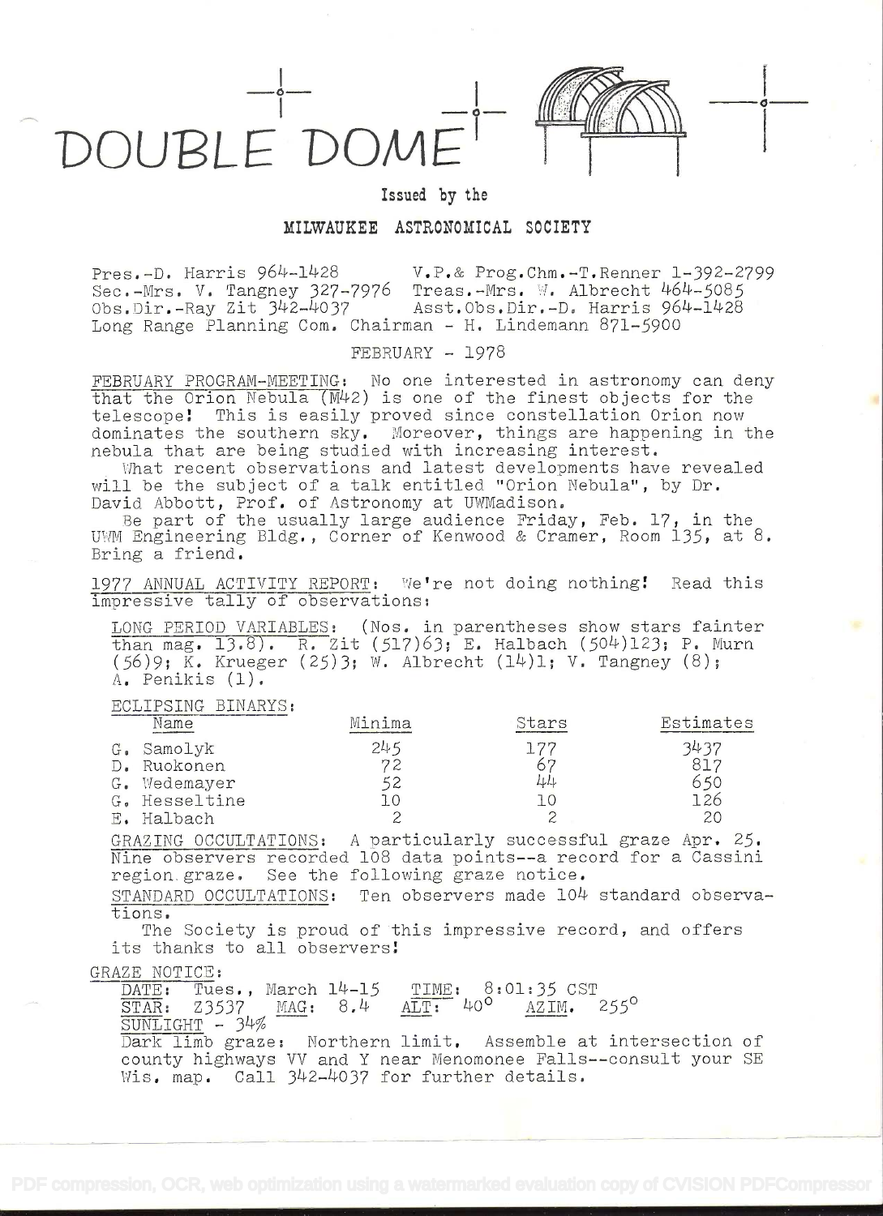# DOUBLE DOME

Issued by the

**MILWAUKEE ASTRONOMICAL SOCIETY**

Pres.-D. Harris 964-1428 V.P.& Prog.Chm.-T.Renner 1-392-2799
Sec.-Mrs. V. Tangney 327-7976 Treas.-Mrs. W. Albrecht 464-5085
Obs.Dir.-Ray Zit 342-4037 Asst.Obs.Dir.-D. Harris 964-1428
Long Range Planning Com. Chairman - H. Lindemann 871-5900

FEBRUARY - 1978

FEBRUARY PROGRAM-MEETING: No one interested in astronomy can deny that the Orion Nebula (M42) is one of the finest objects for the telescope! This is easily proved since constellation Orion now dominates the southern sky. Moreover, things are happening in the nebula that are being studied with increasing interest.

What recent observations and latest developments have revealed will be the subject of a talk entitled "Orion Nebula", by Dr. David Abbott, Prof. of Astronomy at UWMadison.

Be part of the usually large audience Friday, Feb. 17, in the UWM Engineering Bldg., Corner of Kenwood & Cramer, Room 135, at 8. Bring a friend.

1977 ANNUAL ACTIVITY REPORT: We're not doing nothing! Read this impressive tally of observations:

LONG PERIOD VARIABLES: (Nos. in parentheses show stars fainter than mag. 13.8). R. Zit (517)63; E. Halbach (504)123; P. Murn (56)9; K. Krueger (25)3; W. Albrecht (14)1; V. Tangney (8); A. Penikis (1).

ECLIPSING BINARYS:

| Name | Minima | Stars | Estimates |
|---|---|---|---|
| G. Samolyk | 245 | 177 | 3437 |
| D. Ruokonen | 72 | 67 | 817 |
| G. Wedemayer | 52 | 44 | 650 |
| G. Hesseltine | 10 | 10 | 126 |
| E. Halbach | 2 | 2 | 20 |

GRAZING OCCULTATIONS: A particularly successful graze Apr. 25. Nine observers recorded 108 data points--a record for a Cassini region graze. See the following graze notice.

STANDARD OCCULTATIONS: Ten observers made 104 standard observations.

The Society is proud of this impressive record, and offers its thanks to all observers!

GRAZE NOTICE:

DATE: Tues., March 14-15 TIME: 8:01:35 CST
STAR: Z3537 MAG: 8.4 ALT: 40° AZIM. 255°
SUNLIGHT - 34%

Dark limb graze: Northern limit. Assemble at intersection of county highways VV and Y near Menomonee Falls--consult your SE Wis. map. Call 342-4037 for further details.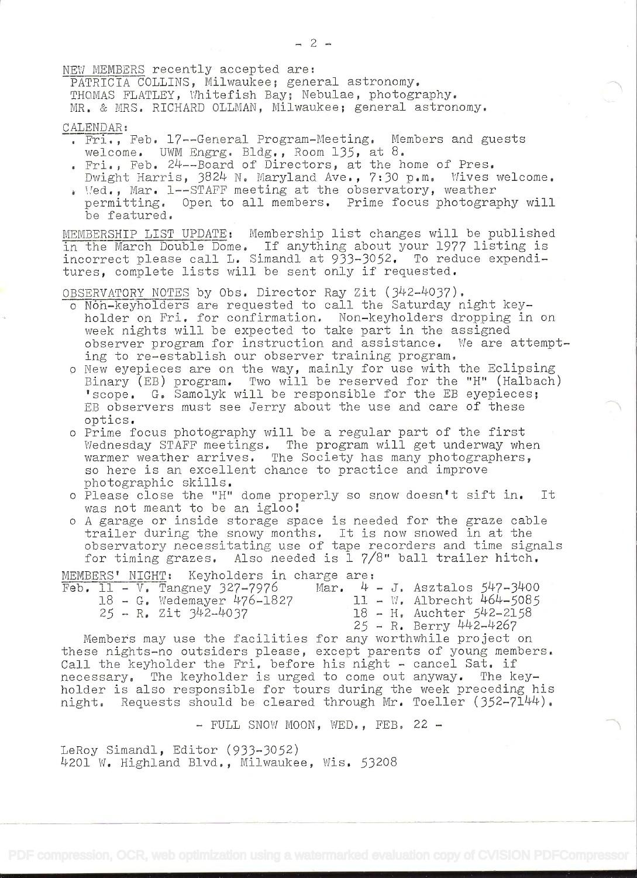NEW MEMBERS recently accepted are:

PATRICIA COLLINS, Milwaukee; general astronomy.
THOMAS FLATLEY, Whitefish Bay; Nebulae, photography.
MR. & MRS. RICHARD OLLMAN, Milwaukee; general astronomy.

CALENDAR:

- Fri., Feb. 17--General Program-Meeting. Members and guests welcome. UWM Engrg. Bldg., Room 135, at 8.
- Fri., Feb. 24--Board of Directors, at the home of Pres. Dwight Harris, 3824 N. Maryland Ave., 7:30 p.m. Wives welcome.
- Wed., Mar. 1--STAFF meeting at the observatory, weather permitting. Open to all members. Prime focus photography will be featured.

MEMBERSHIP LIST UPDATE: Membership list changes will be published in the March Double Dome. If anything about your 1977 listing is incorrect please call L. Simandl at 933-3052. To reduce expenditures, complete lists will be sent only if requested.

OBSERVATORY NOTES by Obs. Director Ray Zit (342-4037).

- Non-keyholders are requested to call the Saturday night keyholder on Fri. for confirmation. Non-keyholders dropping in on week nights will be expected to take part in the assigned observer program for instruction and assistance. We are attempting to re-establish our observer training program.
- New eyepieces are on the way, mainly for use with the Eclipsing Binary (EB) program. Two will be reserved for the "H" (Halbach) 'scope. G. Samolyk will be responsible for the EB eyepieces; EB observers must see Jerry about the use and care of these optics.
- Prime focus photography will be a regular part of the first Wednesday STAFF meetings. The program will get underway when warmer weather arrives. The Society has many photographers, so here is an excellent chance to practice and improve photographic skills.
- Please close the "H" dome properly so snow doesn't sift in. It was not meant to be an igloo!
- A garage or inside storage space is needed for the graze cable trailer during the snowy months. It is now snowed in at the observatory necessitating use of tape recorders and time signals for timing grazes. Also needed is 1 7/8" ball trailer hitch.

MEMBERS' NIGHT: Keyholders in charge are:

| | |
|---|---|
| Feb. 11 - V. Tangney 327-7976 | Mar. 4 - J. Asztalos 547-3400 |
| 18 - G. Wedemayer 476-1827 | 11 - W. Albrecht 464-5085 |
| 25 - R. Zit 342-4037 | 18 - H. Auchter 542-2158 |
| | 25 - R. Berry 442-4267 |

Members may use the facilities for any worthwhile project on these nights-no outsiders please, except parents of young members. Call the keyholder the Fri. before his night - cancel Sat. if necessary. The keyholder is urged to come out anyway. The keyholder is also responsible for tours during the week preceding his night. Requests should be cleared through Mr. Toeller (352-7144).

- FULL SNOW MOON, WED., FEB. 22 -

LeRoy Simandl, Editor (933-3052)
4201 W. Highland Blvd., Milwaukee, Wis. 53208